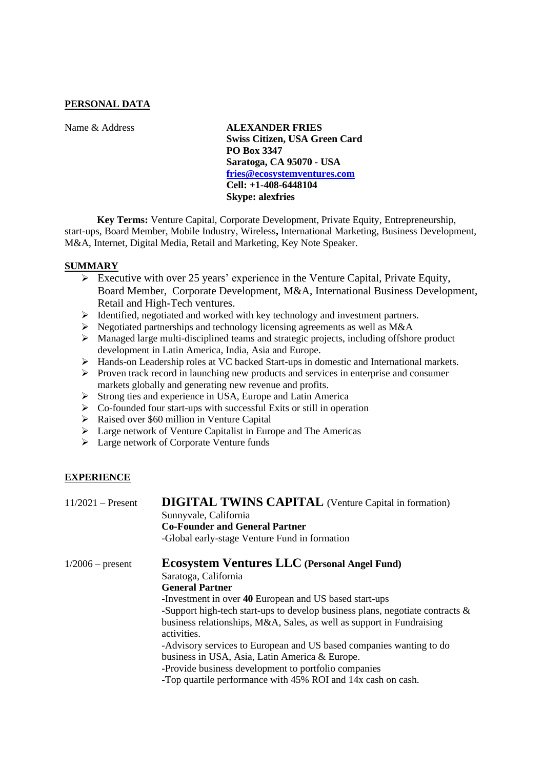## PERSONAL DATA

Name & Address

**ALEXANDER FRIES**
**Swiss Citizen, USA Green Card**
**PO Box 3347**
**Saratoga, CA 95070 - USA**
**fries@ecosystemventures.com**
**Cell: +1-408-6448104**
**Skype: alexfries**

**Key Terms:** Venture Capital, Corporate Development, Private Equity, Entrepreneurship, start-ups, Board Member, Mobile Industry, Wireless**,** International Marketing, Business Development, M&A, Internet, Digital Media, Retail and Marketing, Key Note Speaker.

## SUMMARY

- Executive with over 25 years' experience in the Venture Capital, Private Equity, Board Member, Corporate Development, M&A, International Business Development, Retail and High-Tech ventures.
- Identified, negotiated and worked with key technology and investment partners.
- Negotiated partnerships and technology licensing agreements as well as M&A
- Managed large multi-disciplined teams and strategic projects, including offshore product development in Latin America, India, Asia and Europe.
- Hands-on Leadership roles at VC backed Start-ups in domestic and International markets.
- Proven track record in launching new products and services in enterprise and consumer markets globally and generating new revenue and profits.
- Strong ties and experience in USA, Europe and Latin America
- Co-founded four start-ups with successful Exits or still in operation
- Raised over $60 million in Venture Capital
- Large network of Venture Capitalist in Europe and The Americas
- Large network of Corporate Venture funds

## EXPERIENCE

11/2021 – Present

**DIGITAL TWINS CAPITAL** (Venture Capital in formation)
Sunnyvale, California
**Co-Founder and General Partner**
-Global early-stage Venture Fund in formation

1/2006 – present

**Ecosystem Ventures LLC (Personal Angel Fund)**
Saratoga, California
**General Partner**
-Investment in over **40** European and US based start-ups
-Support high-tech start-ups to develop business plans, negotiate contracts & business relationships, M&A, Sales, as well as support in Fundraising activities.
-Advisory services to European and US based companies wanting to do business in USA, Asia, Latin America & Europe.
-Provide business development to portfolio companies
-Top quartile performance with 45% ROI and 14x cash on cash.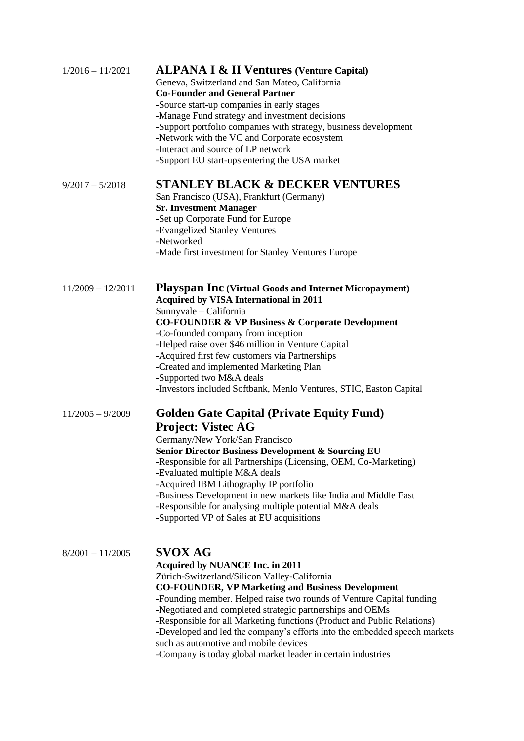1/2016 – 11/2021

## ALPANA I & II Ventures (Venture Capital)

Geneva, Switzerland and San Mateo, California

**Co-Founder and General Partner**

-Source start-up companies in early stages
-Manage Fund strategy and investment decisions
-Support portfolio companies with strategy, business development
-Network with the VC and Corporate ecosystem
-Interact and source of LP network
-Support EU start-ups entering the USA market

9/2017 – 5/2018

## STANLEY BLACK & DECKER VENTURES

San Francisco (USA), Frankfurt (Germany)

**Sr. Investment Manager**

-Set up Corporate Fund for Europe
-Evangelized Stanley Ventures
-Networked
-Made first investment for Stanley Ventures Europe

11/2009 – 12/2011

## Playspan Inc (Virtual Goods and Internet Micropayment)

**Acquired by VISA International in 2011**

Sunnyvale – California

**CO-FOUNDER & VP Business & Corporate Development**

-Co-founded company from inception
-Helped raise over $46 million in Venture Capital
-Acquired first few customers via Partnerships
-Created and implemented Marketing Plan
-Supported two M&A deals
-Investors included Softbank, Menlo Ventures, STIC, Easton Capital

11/2005 – 9/2009

## Golden Gate Capital (Private Equity Fund)
## Project: Vistec AG

Germany/New York/San Francisco

**Senior Director Business Development & Sourcing EU**

-Responsible for all Partnerships (Licensing, OEM, Co-Marketing)
-Evaluated multiple M&A deals
-Acquired IBM Lithography IP portfolio
-Business Development in new markets like India and Middle East
-Responsible for analysing multiple potential M&A deals
-Supported VP of Sales at EU acquisitions

8/2001 – 11/2005

## SVOX AG

**Acquired by NUANCE Inc. in 2011**

Zürich-Switzerland/Silicon Valley-California

**CO-FOUNDER, VP Marketing and Business Development**

-Founding member. Helped raise two rounds of Venture Capital funding
-Negotiated and completed strategic partnerships and OEMs
-Responsible for all Marketing functions (Product and Public Relations)
-Developed and led the company's efforts into the embedded speech markets such as automotive and mobile devices
-Company is today global market leader in certain industries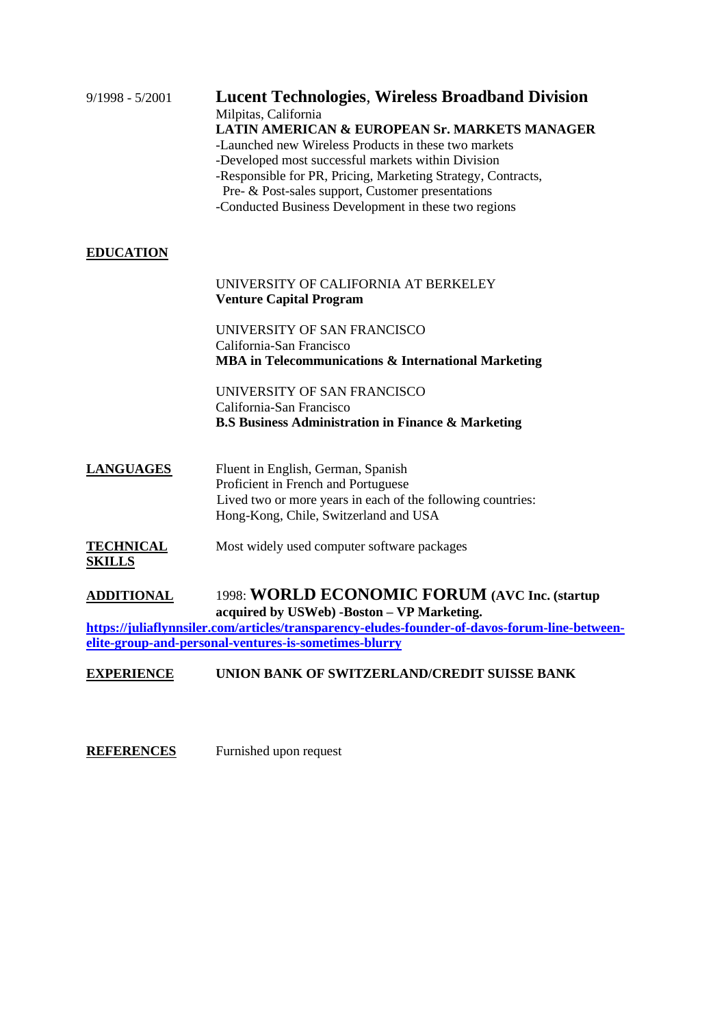9/1998 - 5/2001

**Lucent Technologies**, **Wireless Broadband Division**
Milpitas, California
**LATIN AMERICAN & EUROPEAN Sr. MARKETS MANAGER**
-Launched new Wireless Products in these two markets
-Developed most successful markets within Division
-Responsible for PR, Pricing, Marketing Strategy, Contracts,
 Pre- & Post-sales support, Customer presentations
-Conducted Business Development in these two regions

## EDUCATION

UNIVERSITY OF CALIFORNIA AT BERKELEY
**Venture Capital Program**

UNIVERSITY OF SAN FRANCISCO
California-San Francisco
**MBA in Telecommunications & International Marketing**

UNIVERSITY OF SAN FRANCISCO
California-San Francisco
**B.S Business Administration in Finance & Marketing**

## LANGUAGES

Fluent in English, German, Spanish
Proficient in French and Portuguese
Lived two or more years in each of the following countries:
Hong-Kong, Chile, Switzerland and USA

## TECHNICAL SKILLS

Most widely used computer software packages

## ADDITIONAL

1998: **WORLD ECONOMIC FORUM (AVC Inc. (startup acquired by USWeb) -Boston – VP Marketing.**
**https://juliaflynnsiler.com/articles/transparency-eludes-founder-of-davos-forum-line-between-elite-group-and-personal-ventures-is-sometimes-blurry**

## EXPERIENCE

**UNION BANK OF SWITZERLAND/CREDIT SUISSE BANK**

## REFERENCES

Furnished upon request